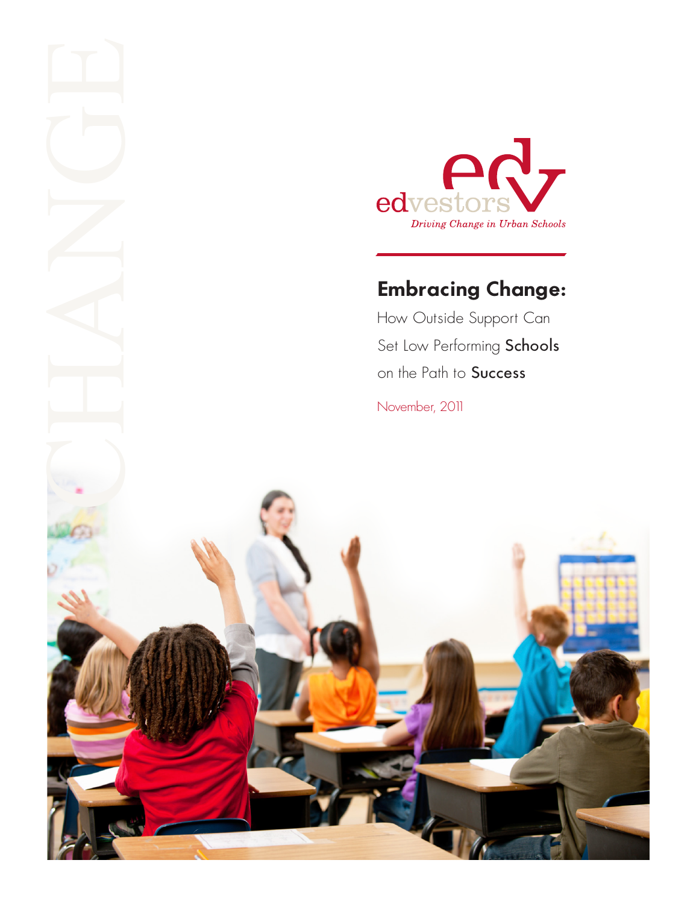edvestors

*Driving Change in Urban Schools*

# Embracing Change:

How Outside Support Can Set Low Performing **Schools** on the Path to **Success**

November, 2011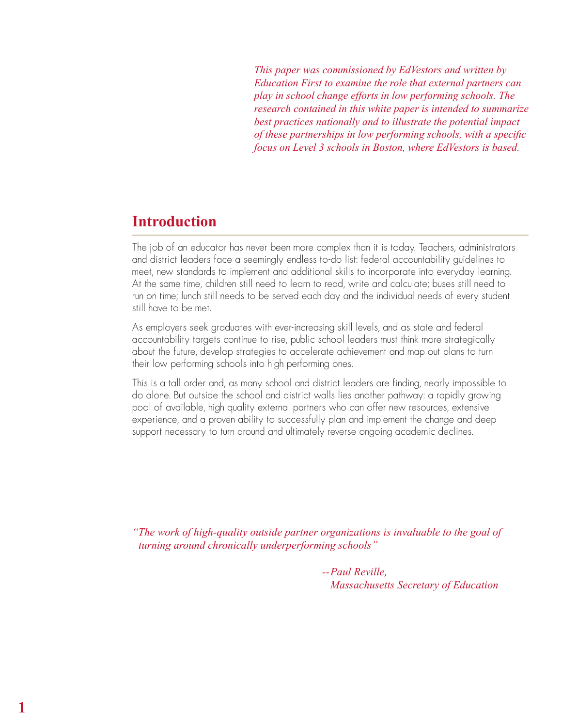*This paper was commissioned by EdVestors and written by Education First to examine the role that external partners can play in school change efforts in low performing schools. The research contained in this white paper is intended to summarize best practices nationally and to illustrate the potential impact of these partnerships in low performing schools, with a specific focus on Level 3 schools in Boston, where EdVestors is based.*

## Introduction

The job of an educator has never been more complex than it is today. Teachers, administrators and district leaders face a seemingly endless to-do list: federal accountability guidelines to meet, new standards to implement and additional skills to incorporate into everyday learning. At the same time, children still need to learn to read, write and calculate; buses still need to run on time; lunch still needs to be served each day and the individual needs of every student still have to be met.

As employers seek graduates with ever-increasing skill levels, and as state and federal accountability targets continue to rise, public school leaders must think more strategically about the future, develop strategies to accelerate achievement and map out plans to turn their low performing schools into high performing ones.

This is a tall order and, as many school and district leaders are finding, nearly impossible to do alone. But outside the school and district walls lies another pathway: a rapidly growing pool of available, high quality external partners who can offer new resources, extensive experience, and a proven ability to successfully plan and implement the change and deep support necessary to turn around and ultimately reverse ongoing academic declines.

*"The work of high-quality outside partner organizations is invaluable to the goal of turning around chronically underperforming schools"*

*--Paul Reville, Massachusetts Secretary of Education*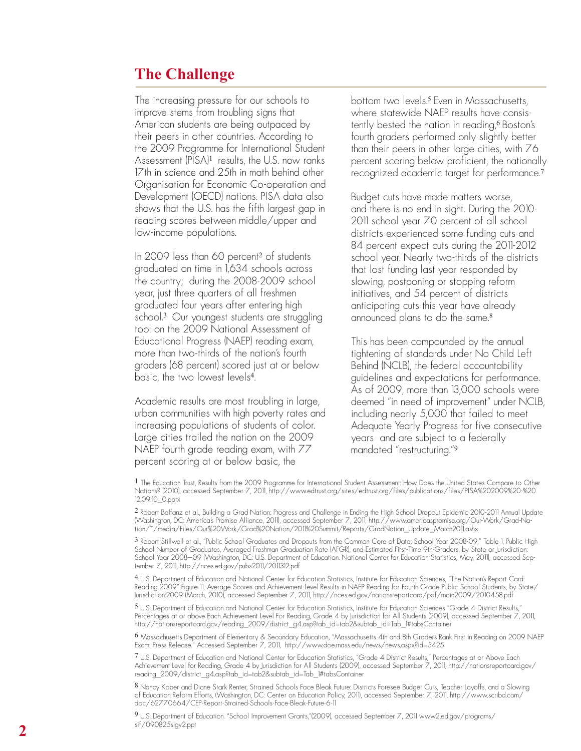## The Challenge

The increasing pressure for our schools to improve stems from troubling signs that American students are being outpaced by their peers in other countries. According to the 2009 Programme for International Student Assessment (PISA)[1] results, the U.S. now ranks 17th in science and 25th in math behind other Organisation for Economic Co-operation and Development (OECD) nations. PISA data also shows that the U.S. has the fifth largest gap in reading scores between middle/upper and low-income populations.

In 2009 less than 60 percent[2] of students graduated on time in 1,634 schools across the country; during the 2008-2009 school year, just three quarters of all freshmen graduated four years after entering high school.[3] Our youngest students are struggling too: on the 2009 National Assessment of Educational Progress (NAEP) reading exam, more than two-thirds of the nation's fourth graders (68 percent) scored just at or below basic, the two lowest levels[4].

Academic results are most troubling in large, urban communities with high poverty rates and increasing populations of students of color. Large cities trailed the nation on the 2009 NAEP fourth grade reading exam, with 77 percent scoring at or below basic, the bottom two levels.[5] Even in Massachusetts, where statewide NAEP results have consistently bested the nation in reading,[6] Boston's fourth graders performed only slightly better than their peers in other large cities, with 76 percent scoring below proficient, the nationally recognized academic target for performance.[7]

Budget cuts have made matters worse, and there is no end in sight. During the 2010-2011 school year 70 percent of all school districts experienced some funding cuts and 84 percent expect cuts during the 2011-2012 school year. Nearly two-thirds of the districts that lost funding last year responded by slowing, postponing or stopping reform initiatives, and 54 percent of districts anticipating cuts this year have already announced plans to do the same.[8]

This has been compounded by the annual tightening of standards under No Child Left Behind (NCLB), the federal accountability guidelines and expectations for performance. As of 2009, more than 13,000 schools were deemed "in need of improvement" under NCLB, including nearly 5,000 that failed to meet Adequate Yearly Progress for five consecutive years and are subject to a federally mandated "restructuring."[9]

---

1 The Education Trust, Results from the 2009 Programme for International Student Assessment: How Does the United States Compare to Other Nations? (2010), accessed September 7, 2011, http://www.edtrust.org/sites/edtrust.org/files/publications/files/PISA%202009%20-%2012.09.10_0.pptx

2 Robert Balfanz et al., Building a Grad Nation: Progress and Challenge in Ending the High School Dropout Epidemic 2010-2011 Annual Update (Washington, DC: America's Promise Alliance, 2011), accessed September 7, 2011, http://www.americaspromise.org/Our-Work/Grad-Nation/~/media/Files/Our%20Work/Grad%20Nation/2011%20Summit/Reports/GradNation_Update_March2011.ashx

3 Robert Stillwell et al., "Public School Graduates and Dropouts from the Common Core of Data: School Year 2008-09," Table 1, Public High School Number of Graduates, Averaged Freshman Graduation Rate (AFGR), and Estimated First-Time 9th-Graders, by State or Jurisdiction: School Year 2008—09 (Washington, DC: U.S. Department of Education. National Center for Education Statistics, May, 2011), accessed September 7, 2011, http://nces.ed.gov/pubs2011/2011312.pdf

4 U.S. Department of Education and National Center for Education Statistics, Institute for Education Sciences, "The Nation's Report Card: Reading 2009" Figure 11, Average Scores and Achievement-Level Results in NAEP Reading for Fourth-Grade Public School Students, by State/Jurisdiction:2009 (March, 2010), accessed September 7, 2011, http://nces.ed.gov/nationsreportcard/pdf/main2009/2010458.pdf

5 U.S. Department of Education and National Center for Education Statistics, Institute for Education Sciences "Grade 4 District Results," Percentages at or above Each Achievement Level For Reading, Grade 4 by Jurisdiction for All Students (2009), accessed September 7, 2011, http://nationsreportcard.gov/reading_2009/district_g4.asp?tab_id=tab2&subtab_id=Tab_1#tabsContainer

6 Massachusetts Department of Elementary & Secondary Education, "Massachusetts 4th and 8th Graders Rank First in Reading on 2009 NAEP Exam: Press Release." Accessed September 7, 2011, http://www.doe.mass.edu/news/news.aspx?id=5425

7 U.S. Department of Education and National Center for Education Statistics, "Grade 4 District Results," Percentages at or Above Each Achievement Level for Reading, Grade 4 by Jurisdiction for All Students (2009), accessed September 7, 2011, http://nationsreportcard.gov/reading_2009/district_g4.asp?tab_id=tab2&subtab_id=Tab_1#tabsContainer

8 Nancy Kober and Diane Stark Renter, Strained Schools Face Bleak Future: Districts Foresee Budget Cuts, Teacher Layoffs, and a Slowing of Education Reform Efforts, (Washington, DC: Center on Education Policy, 2011), accessed September 7, 2011, http://www.scribd.com/doc/62770664/CEP-Report-Strained-Schools-Face-Bleak-Future-6-11

9 U.S. Department of Education. "School Improvement Grants,"(2009), accessed September 7, 2011 www2.ed.gov/programs/sif/090825sigv2.ppt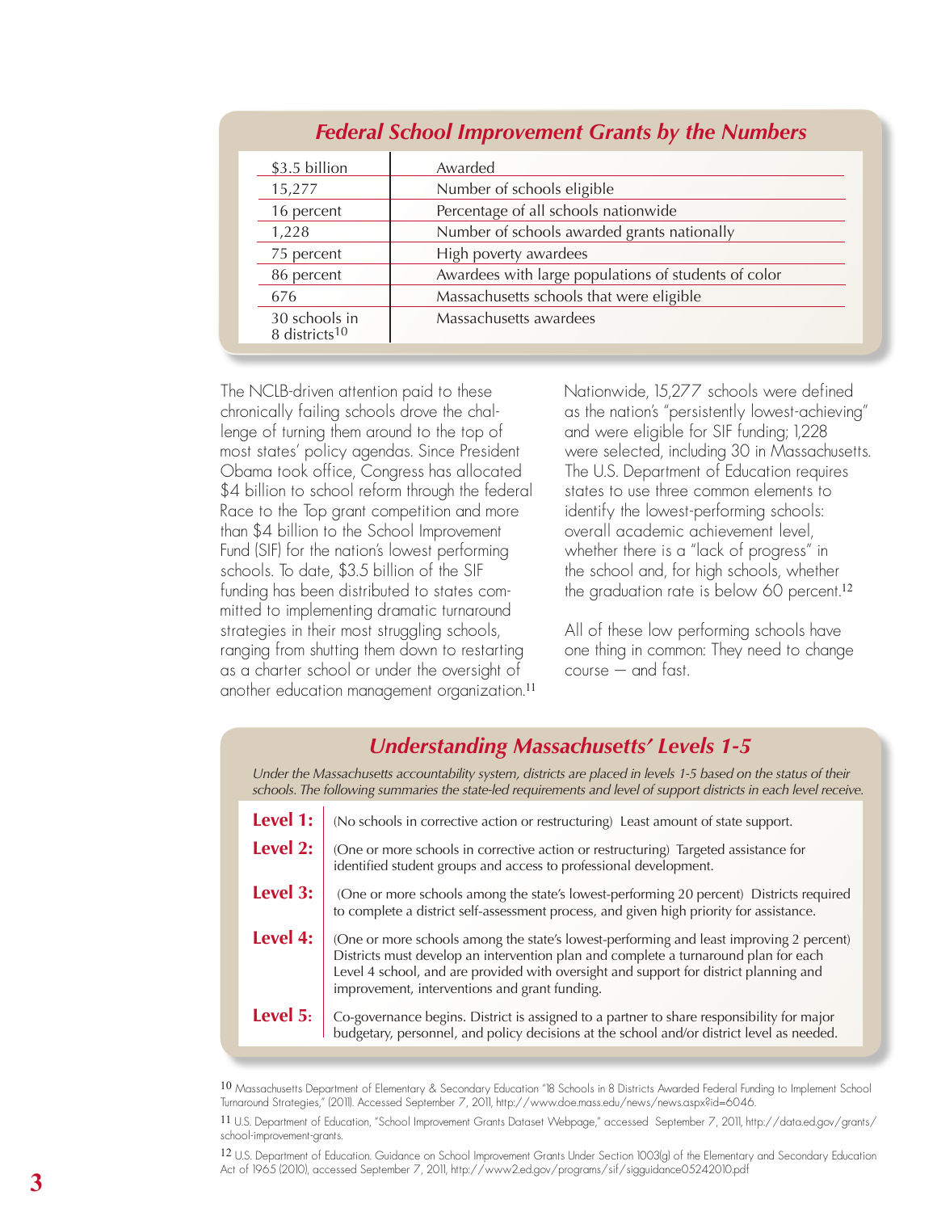## Federal School Improvement Grants by the Numbers

| | |
|---|---|
| $3.5 billion | Awarded |
| 15,277 | Number of schools eligible |
| 16 percent | Percentage of all schools nationwide |
| 1,228 | Number of schools awarded grants nationally |
| 75 percent | High poverty awardees |
| 86 percent | Awardees with large populations of students of color |
| 676 | Massachusetts schools that were eligible |
| 30 schools in 8 districts[10] | Massachusetts awardees |

The NCLB-driven attention paid to these chronically failing schools drove the challenge of turning them around to the top of most states' policy agendas. Since President Obama took office, Congress has allocated $4 billion to school reform through the federal Race to the Top grant competition and more than $4 billion to the School Improvement Fund (SIF) for the nation's lowest performing schools. To date, $3.5 billion of the SIF funding has been distributed to states committed to implementing dramatic turnaround strategies in their most struggling schools, ranging from shutting them down to restarting as a charter school or under the oversight of another education management organization.[11]

Nationwide, 15,277 schools were defined as the nation's "persistently lowest-achieving" and were eligible for SIF funding; 1,228 were selected, including 30 in Massachusetts. The U.S. Department of Education requires states to use three common elements to identify the lowest-performing schools: overall academic achievement level, whether there is a "lack of progress" in the school and, for high schools, whether the graduation rate is below 60 percent.[12]

All of these low performing schools have one thing in common: They need to change course — and fast.

## Understanding Massachusetts' Levels 1-5

*Under the Massachusetts accountability system, districts are placed in levels 1-5 based on the status of their schools. The following summaries the state-led requirements and level of support districts in each level receive.*

| | |
|---|---|
| **Level 1:** | (No schools in corrective action or restructuring) Least amount of state support. |
| **Level 2:** | (One or more schools in corrective action or restructuring) Targeted assistance for identified student groups and access to professional development. |
| **Level 3:** | (One or more schools among the state's lowest-performing 20 percent) Districts required to complete a district self-assessment process, and given high priority for assistance. |
| **Level 4:** | (One or more schools among the state's lowest-performing and least improving 2 percent) Districts must develop an intervention plan and complete a turnaround plan for each Level 4 school, and are provided with oversight and support for district planning and improvement, interventions and grant funding. |
| **Level 5:** | Co-governance begins. District is assigned to a partner to share responsibility for major budgetary, personnel, and policy decisions at the school and/or district level as needed. |

[10] Massachusetts Department of Elementary & Secondary Education "18 Schools in 8 Districts Awarded Federal Funding to Implement School Turnaround Strategies," (2011). Accessed September 7, 2011, http://www.doe.mass.edu/news/news.aspx?id=6046.

[11] U.S. Department of Education, "School Improvement Grants Dataset Webpage," accessed September 7, 2011, http://data.ed.gov/grants/school-improvement-grants.

[12] U.S. Department of Education. Guidance on School Improvement Grants Under Section 1003(g) of the Elementary and Secondary Education Act of 1965 (2010), accessed September 7, 2011, http://www2.ed.gov/programs/sif/sigguidance05242010.pdf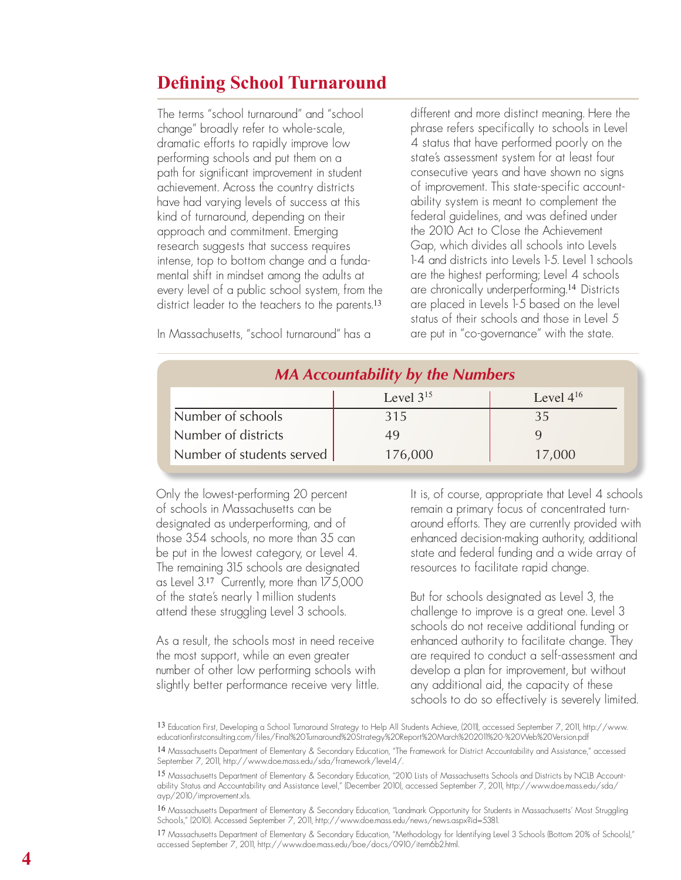# Defining School Turnaround

The terms "school turnaround" and "school change" broadly refer to whole-scale, dramatic efforts to rapidly improve low performing schools and put them on a path for significant improvement in student achievement. Across the country districts have had varying levels of success at this kind of turnaround, depending on their approach and commitment. Emerging research suggests that success requires intense, top to bottom change and a fundamental shift in mindset among the adults at every level of a public school system, from the district leader to the teachers to the parents.[13]

In Massachusetts, "school turnaround" has a different and more distinct meaning. Here the phrase refers specifically to schools in Level 4 status that have performed poorly on the state's assessment system for at least four consecutive years and have shown no signs of improvement. This state-specific accountability system is meant to complement the federal guidelines, and was defined under the 2010 Act to Close the Achievement Gap, which divides all schools into Levels 1-4 and districts into Levels 1-5. Level 1 schools are the highest performing; Level 4 schools are chronically underperforming.[14] Districts are placed in Levels 1-5 based on the level status of their schools and those in Level 5 are put in "co-governance" with the state.

***MA Accountability by the Numbers***

| | Level 3[15] | Level 4[16] |
|---|---|---|
| Number of schools | 315 | 35 |
| Number of districts | 49 | 9 |
| Number of students served | 176,000 | 17,000 |

Only the lowest-performing 20 percent of schools in Massachusetts can be designated as underperforming, and of those 354 schools, no more than 35 can be put in the lowest category, or Level 4. The remaining 315 schools are designated as Level 3.[17] Currently, more than 175,000 of the state's nearly 1 million students attend these struggling Level 3 schools.

As a result, the schools most in need receive the most support, while an even greater number of other low performing schools with slightly better performance receive very little.

It is, of course, appropriate that Level 4 schools remain a primary focus of concentrated turnaround efforts. They are currently provided with enhanced decision-making authority, additional state and federal funding and a wide array of resources to facilitate rapid change.

But for schools designated as Level 3, the challenge to improve is a great one. Level 3 schools do not receive additional funding or enhanced authority to facilitate change. They are required to conduct a self-assessment and develop a plan for improvement, but without any additional aid, the capacity of these schools to do so effectively is severely limited.

13 Education First, Developing a School Turnaround Strategy to Help All Students Achieve, (2011), accessed September 7, 2011, http://www.educationfirstconsulting.com/files/Final%20Turnaround%20Strategy%20Report%20March%202011%20-%20Web%20Version.pdf

14 Massachusetts Department of Elementary & Secondary Education, "The Framework for District Accountability and Assistance," accessed September 7, 2011, http://www.doe.mass.edu/sda/framework/level4/.

15 Massachusetts Department of Elementary & Secondary Education, "2010 Lists of Massachusetts Schools and Districts by NCLB Accountability Status and Accountability and Assistance Level," (December 2010), accessed September 7, 2011, http://www.doe.mass.edu/sda/ayp/2010/improvement.xls.

16 Massachusetts Department of Elementary & Secondary Education, "Landmark Opportunity for Students in Massachusetts' Most Struggling Schools," (2010). Accessed September 7, 2011, http://www.doe.mass.edu/news/news.aspx?id=5381.

17 Massachusetts Department of Elementary & Secondary Education, "Methodology for Identifying Level 3 Schools (Bottom 20% of Schools)," accessed September 7, 2011, http://www.doe.mass.edu/boe/docs/0910/item6b2.html.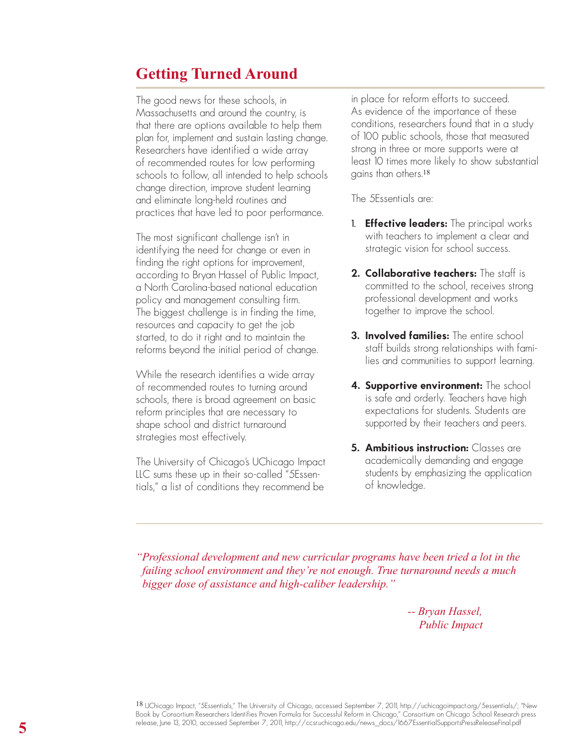## Getting Turned Around

The good news for these schools, in Massachusetts and around the country, is that there are options available to help them plan for, implement and sustain lasting change. Researchers have identified a wide array of recommended routes for low performing schools to follow, all intended to help schools change direction, improve student learning and eliminate long-held routines and practices that have led to poor performance.

The most significant challenge isn't in identifying the need for change or even in finding the right options for improvement, according to Bryan Hassel of Public Impact, a North Carolina-based national education policy and management consulting firm. The biggest challenge is in finding the time, resources and capacity to get the job started, to do it right and to maintain the reforms beyond the initial period of change.

While the research identifies a wide array of recommended routes to turning around schools, there is broad agreement on basic reform principles that are necessary to shape school and district turnaround strategies most effectively.

The University of Chicago's UChicago Impact LLC sums these up in their so-called "5Essentials," a list of conditions they recommend be in place for reform efforts to succeed. As evidence of the importance of these conditions, researchers found that in a study of 100 public schools, those that measured strong in three or more supports were at least 10 times more likely to show substantial gains than others.[18]

The 5Essentials are:

1. **Effective leaders:** The principal works with teachers to implement a clear and strategic vision for school success.
2. **Collaborative teachers:** The staff is committed to the school, receives strong professional development and works together to improve the school.
3. **Involved families:** The entire school staff builds strong relationships with families and communities to support learning.
4. **Supportive environment:** The school is safe and orderly. Teachers have high expectations for students. Students are supported by their teachers and peers.
5. **Ambitious instruction:** Classes are academically demanding and engage students by emphasizing the application of knowledge.

*"Professional development and new curricular programs have been tried a lot in the failing school environment and they're not enough. True turnaround needs a much bigger dose of assistance and high-caliber leadership."*

*-- Bryan Hassel, Public Impact*

[18] UChicago Impact, "5Essentials," The University of Chicago, accessed September 7, 2011, http://uchicagoimpact.org/5essentials/; "New Book by Consortium Researchers Identifies Proven Formula for Successful Reform in Chicago," Consortium on Chicago School Research press release, June 13, 2010, accessed September 7, 2011, http://ccsr.uchicago.edu/news_docs/1667EssentialSupportsPressReleaseFinal.pdf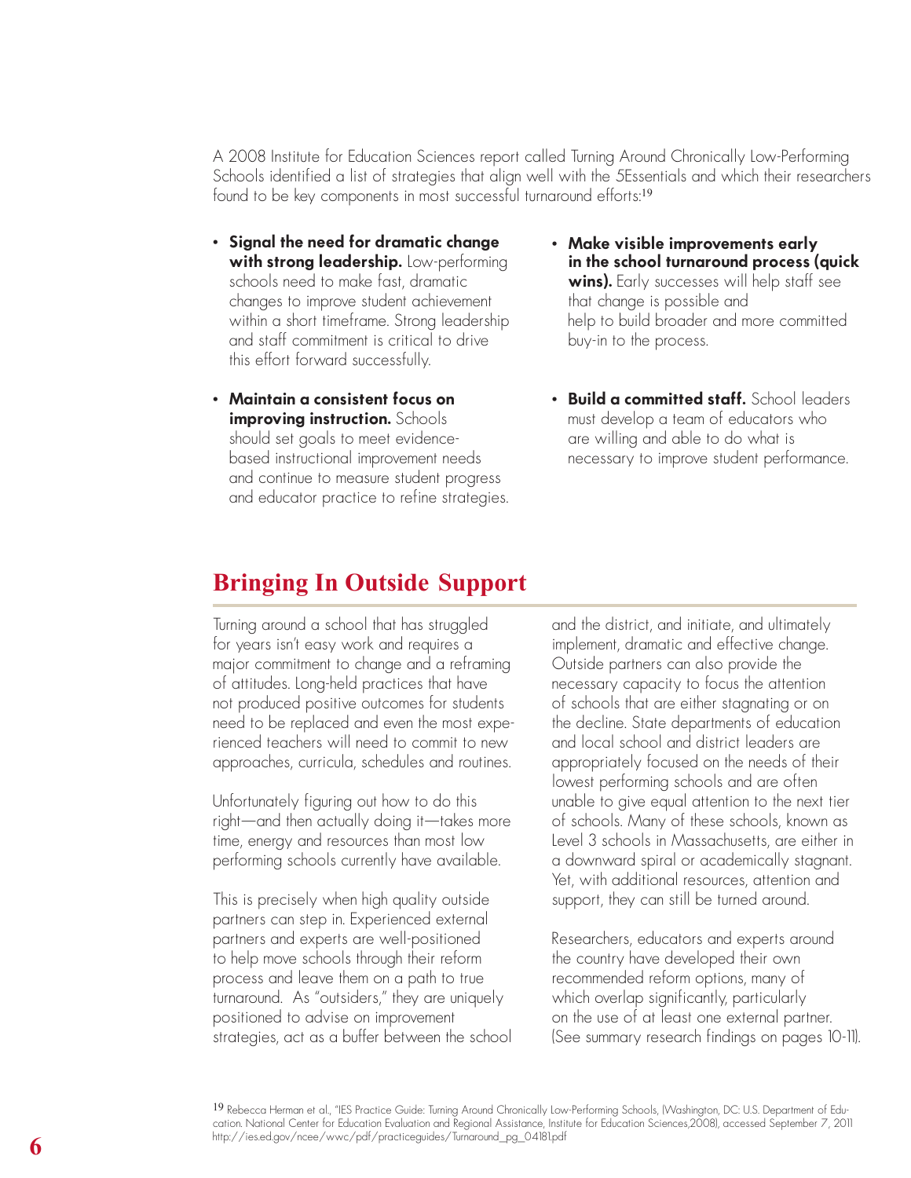A 2008 Institute for Education Sciences report called Turning Around Chronically Low-Performing Schools identified a list of strategies that align well with the 5Essentials and which their researchers found to be key components in most successful turnaround efforts:[19]

- **Signal the need for dramatic change with strong leadership.** Low-performing schools need to make fast, dramatic changes to improve student achievement within a short timeframe. Strong leadership and staff commitment is critical to drive this effort forward successfully.
- **Maintain a consistent focus on improving instruction.** Schools should set goals to meet evidence-based instructional improvement needs and continue to measure student progress and educator practice to refine strategies.
- **Make visible improvements early in the school turnaround process (quick wins).** Early successes will help staff see that change is possible and help to build broader and more committed buy-in to the process.
- **Build a committed staff.** School leaders must develop a team of educators who are willing and able to do what is necessary to improve student performance.

## Bringing In Outside Support

Turning around a school that has struggled for years isn't easy work and requires a major commitment to change and a reframing of attitudes. Long-held practices that have not produced positive outcomes for students need to be replaced and even the most experienced teachers will need to commit to new approaches, curricula, schedules and routines.

Unfortunately figuring out how to do this right—and then actually doing it—takes more time, energy and resources than most low performing schools currently have available.

This is precisely when high quality outside partners can step in. Experienced external partners and experts are well-positioned to help move schools through their reform process and leave them on a path to true turnaround. As "outsiders," they are uniquely positioned to advise on improvement strategies, act as a buffer between the school and the district, and initiate, and ultimately implement, dramatic and effective change. Outside partners can also provide the necessary capacity to focus the attention of schools that are either stagnating or on the decline. State departments of education and local school and district leaders are appropriately focused on the needs of their lowest performing schools and are often unable to give equal attention to the next tier of schools. Many of these schools, known as Level 3 schools in Massachusetts, are either in a downward spiral or academically stagnant. Yet, with additional resources, attention and support, they can still be turned around.

Researchers, educators and experts around the country have developed their own recommended reform options, many of which overlap significantly, particularly on the use of at least one external partner. (See summary research findings on pages 10-11).

[19] Rebecca Herman et al., "IES Practice Guide: Turning Around Chronically Low-Performing Schools, (Washington, DC: U.S. Department of Education. National Center for Education Evaluation and Regional Assistance, Institute for Education Sciences,2008), accessed September 7, 2011 http://ies.ed.gov/ncee/wwc/pdf/practiceguides/Turnaround_pg_04181.pdf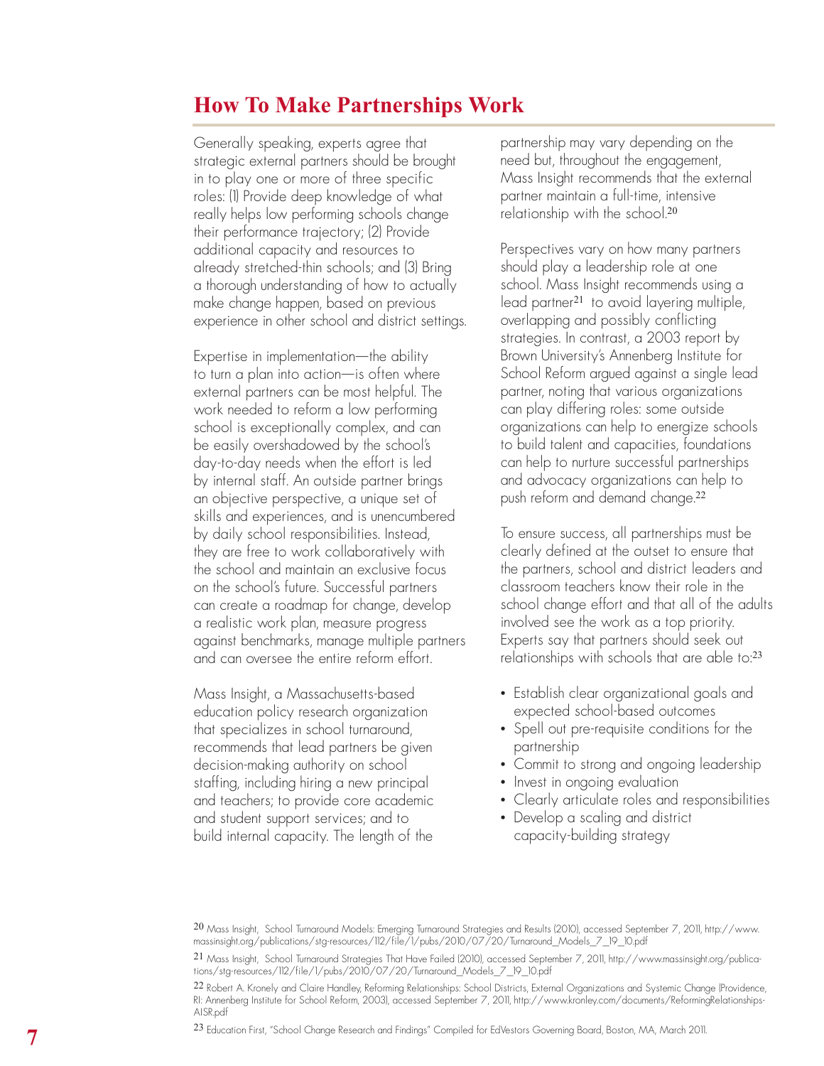## How To Make Partnerships Work

Generally speaking, experts agree that strategic external partners should be brought in to play one or more of three specific roles: (1) Provide deep knowledge of what really helps low performing schools change their performance trajectory; (2) Provide additional capacity and resources to already stretched-thin schools; and (3) Bring a thorough understanding of how to actually make change happen, based on previous experience in other school and district settings.

Expertise in implementation—the ability to turn a plan into action—is often where external partners can be most helpful. The work needed to reform a low performing school is exceptionally complex, and can be easily overshadowed by the school's day-to-day needs when the effort is led by internal staff. An outside partner brings an objective perspective, a unique set of skills and experiences, and is unencumbered by daily school responsibilities. Instead, they are free to work collaboratively with the school and maintain an exclusive focus on the school's future. Successful partners can create a roadmap for change, develop a realistic work plan, measure progress against benchmarks, manage multiple partners and can oversee the entire reform effort.

Mass Insight, a Massachusetts-based education policy research organization that specializes in school turnaround, recommends that lead partners be given decision-making authority on school staffing, including hiring a new principal and teachers; to provide core academic and student support services; and to build internal capacity. The length of the partnership may vary depending on the need but, throughout the engagement, Mass Insight recommends that the external partner maintain a full-time, intensive relationship with the school.[20]

Perspectives vary on how many partners should play a leadership role at one school. Mass Insight recommends using a lead partner[21] to avoid layering multiple, overlapping and possibly conflicting strategies. In contrast, a 2003 report by Brown University's Annenberg Institute for School Reform argued against a single lead partner, noting that various organizations can play differing roles: some outside organizations can help to energize schools to build talent and capacities, foundations can help to nurture successful partnerships and advocacy organizations can help to push reform and demand change.[22]

To ensure success, all partnerships must be clearly defined at the outset to ensure that the partners, school and district leaders and classroom teachers know their role in the school change effort and that all of the adults involved see the work as a top priority. Experts say that partners should seek out relationships with schools that are able to:[23]

- Establish clear organizational goals and expected school-based outcomes
- Spell out pre-requisite conditions for the partnership
- Commit to strong and ongoing leadership
- Invest in ongoing evaluation
- Clearly articulate roles and responsibilities
- Develop a scaling and district capacity-building strategy

[20] Mass Insight, School Turnaround Models: Emerging Turnaround Strategies and Results (2010), accessed September 7, 2011, http://www.massinsight.org/publications/stg-resources/112/file/1/pubs/2010/07/20/Turnaround_Models_7_19_10.pdf

[21] Mass Insight, School Turnaround Strategies That Have Failed (2010), accessed September 7, 2011, http://www.massinsight.org/publications/stg-resources/112/file/1/pubs/2010/07/20/Turnaround_Models_7_19_10.pdf

[22] Robert A. Kronely and Claire Handley, Reforming Relationships: School Districts, External Organizations and Systemic Change (Providence, RI: Annenberg Institute for School Reform, 2003), accessed September 7, 2011, http://www.kronley.com/documents/ReformingRelationships-AISR.pdf

[23] Education First, "School Change Research and Findings" Compiled for EdVestors Governing Board, Boston, MA, March 2011.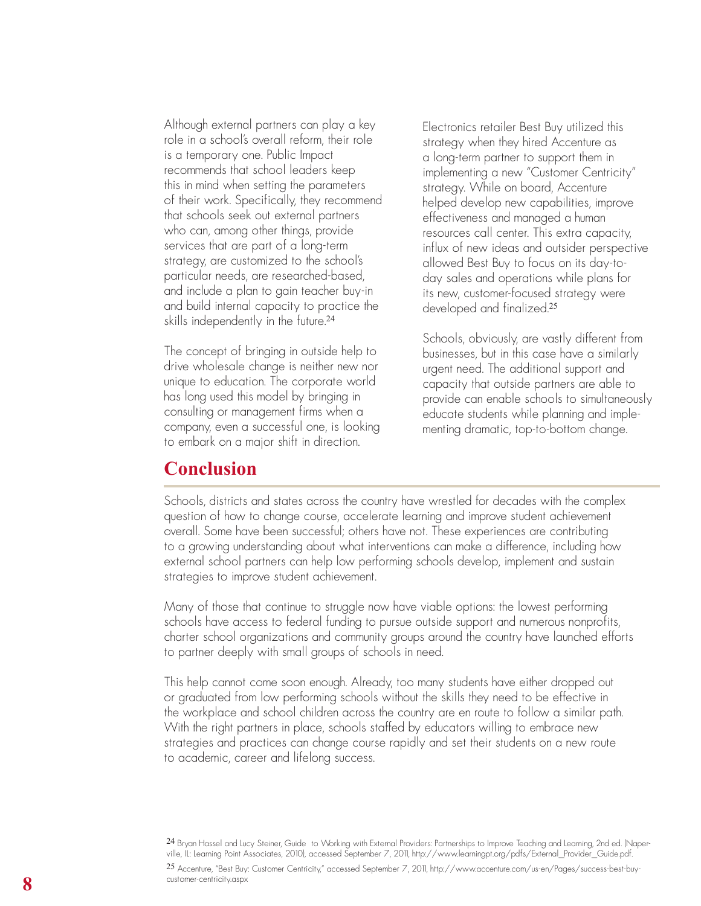Although external partners can play a key role in a school's overall reform, their role is a temporary one. Public Impact recommends that school leaders keep this in mind when setting the parameters of their work. Specifically, they recommend that schools seek out external partners who can, among other things, provide services that are part of a long-term strategy, are customized to the school's particular needs, are researched-based, and include a plan to gain teacher buy-in and build internal capacity to practice the skills independently in the future.[24]

The concept of bringing in outside help to drive wholesale change is neither new nor unique to education. The corporate world has long used this model by bringing in consulting or management firms when a company, even a successful one, is looking to embark on a major shift in direction.

Electronics retailer Best Buy utilized this strategy when they hired Accenture as a long-term partner to support them in implementing a new "Customer Centricity" strategy. While on board, Accenture helped develop new capabilities, improve effectiveness and managed a human resources call center. This extra capacity, influx of new ideas and outsider perspective allowed Best Buy to focus on its day-to-day sales and operations while plans for its new, customer-focused strategy were developed and finalized.[25]

Schools, obviously, are vastly different from businesses, but in this case have a similarly urgent need. The additional support and capacity that outside partners are able to provide can enable schools to simultaneously educate students while planning and implementing dramatic, top-to-bottom change.

## Conclusion

Schools, districts and states across the country have wrestled for decades with the complex question of how to change course, accelerate learning and improve student achievement overall. Some have been successful; others have not. These experiences are contributing to a growing understanding about what interventions can make a difference, including how external school partners can help low performing schools develop, implement and sustain strategies to improve student achievement.

Many of those that continue to struggle now have viable options: the lowest performing schools have access to federal funding to pursue outside support and numerous nonprofits, charter school organizations and community groups around the country have launched efforts to partner deeply with small groups of schools in need.

This help cannot come soon enough. Already, too many students have either dropped out or graduated from low performing schools without the skills they need to be effective in the workplace and school children across the country are en route to follow a similar path. With the right partners in place, schools staffed by educators willing to embrace new strategies and practices can change course rapidly and set their students on a new route to academic, career and lifelong success.

---

24 Bryan Hassel and Lucy Steiner, Guide to Working with External Providers: Partnerships to Improve Teaching and Learning, 2nd ed. (Naperville, IL: Learning Point Associates, 2010), accessed September 7, 2011, http://www.learningpt.org/pdfs/External_Provider_Guide.pdf.

25 Accenture, "Best Buy: Customer Centricity," accessed September 7, 2011, http://www.accenture.com/us-en/Pages/success-best-buy-customer-centricity.aspx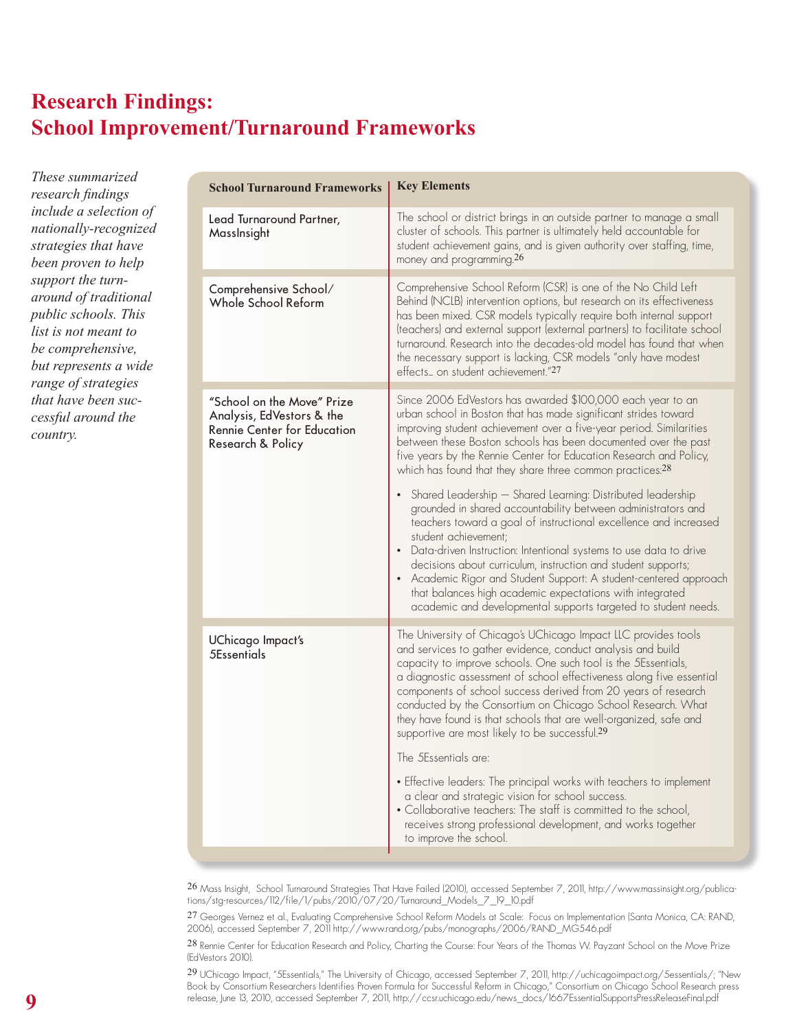# Research Findings: School Improvement/Turnaround Frameworks

*These summarized research findings include a selection of nationally-recognized strategies that have been proven to help support the turn-around of traditional public schools. This list is not meant to be comprehensive, but represents a wide range of strategies that have been successful around the country.*

| School Turnaround Frameworks | Key Elements |
|---|---|
| Lead Turnaround Partner, MassInsight | The school or district brings in an outside partner to manage a small cluster of schools. This partner is ultimately held accountable for student achievement gains, and is given authority over staffing, time, money and programming.[26] |
| Comprehensive School/ Whole School Reform | Comprehensive School Reform (CSR) is one of the No Child Left Behind (NCLB) intervention options, but research on its effectiveness has been mixed. CSR models typically require both internal support (teachers) and external support (external partners) to facilitate school turnaround. Research into the decades-old model has found that when the necessary support is lacking, CSR models "only have modest effects… on student achievement."[27] |
| "School on the Move" Prize Analysis, EdVestors & the Rennie Center for Education Research & Policy | Since 2006 EdVestors has awarded $100,000 each year to an urban school in Boston that has made significant strides toward improving student achievement over a five-year period. Similarities between these Boston schools has been documented over the past five years by the Rennie Center for Education Research and Policy, which has found that they share three common practices:[28]<br><br>• Shared Leadership — Shared Learning: Distributed leadership grounded in shared accountability between administrators and teachers toward a goal of instructional excellence and increased student achievement;<br>• Data-driven Instruction: Intentional systems to use data to drive decisions about curriculum, instruction and student supports;<br>• Academic Rigor and Student Support: A student-centered approach that balances high academic expectations with integrated academic and developmental supports targeted to student needs. |
| UChicago Impact's 5Essentials | The University of Chicago's UChicago Impact LLC provides tools and services to gather evidence, conduct analysis and build capacity to improve schools. One such tool is the 5Essentials, a diagnostic assessment of school effectiveness along five essential components of school success derived from 20 years of research conducted by the Consortium on Chicago School Research. What they have found is that schools that are well-organized, safe and supportive are most likely to be successful.[29]<br><br>The 5Essentials are:<br><br>• Effective leaders: The principal works with teachers to implement a clear and strategic vision for school success.<br>• Collaborative teachers: The staff is committed to the school, receives strong professional development, and works together to improve the school. |

[26] Mass Insight, School Turnaround Strategies That Have Failed (2010), accessed September 7, 2011, http://www.massinsight.org/publications/stg-resources/112/file/1/pubs/2010/07/20/Turnaround_Models_7_19_10.pdf

[27] Georges Vernez et al., Evaluating Comprehensive School Reform Models at Scale: Focus on Implementation (Santa Monica, CA: RAND, 2006), accessed September 7, 2011 http://www.rand.org/pubs/monographs/2006/RAND_MG546.pdf

[28] Rennie Center for Education Research and Policy, Charting the Course: Four Years of the Thomas W. Payzant School on the Move Prize (EdVestors 2010).

[29] UChicago Impact, "5Essentials," The University of Chicago, accessed September 7, 2011, http://uchicagoimpact.org/5essentials/; "New Book by Consortium Researchers Identifies Proven Formula for Successful Reform in Chicago," Consortium on Chicago School Research press release, June 13, 2010, accessed September 7, 2011, http://ccsr.uchicago.edu/news_docs/1667EssentialSupportsPressReleaseFinal.pdf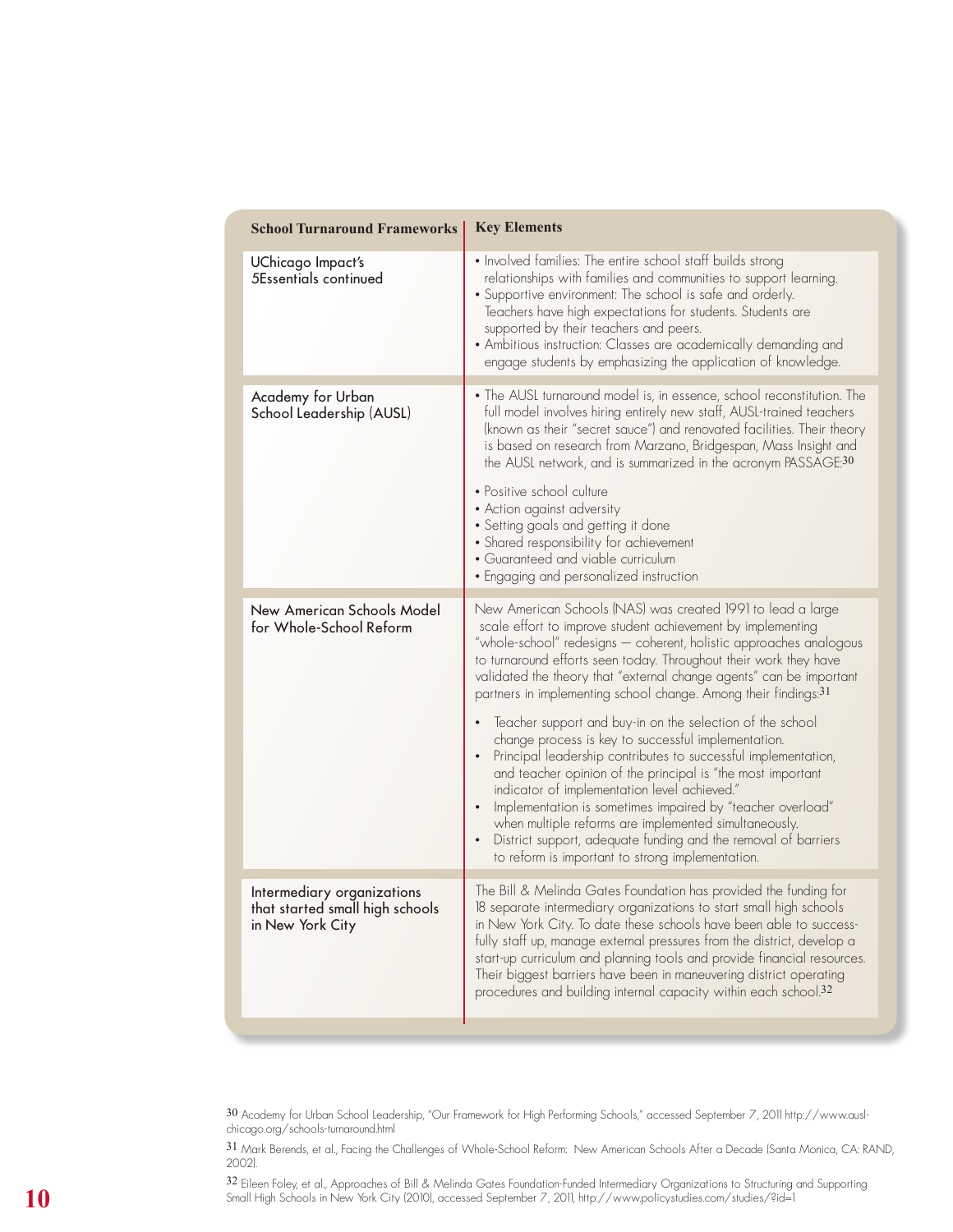| School Turnaround Frameworks | Key Elements |
| --- | --- |
| UChicago Impact's 5Essentials continued | • Involved families: The entire school staff builds strong relationships with families and communities to support learning.<br>• Supportive environment: The school is safe and orderly. Teachers have high expectations for students. Students are supported by their teachers and peers.<br>• Ambitious instruction: Classes are academically demanding and engage students by emphasizing the application of knowledge. |
| Academy for Urban School Leadership (AUSL) | • The AUSL turnaround model is, in essence, school reconstitution. The full model involves hiring entirely new staff, AUSL-trained teachers (known as their "secret sauce") and renovated facilities. Their theory is based on research from Marzano, Bridgespan, Mass Insight and the AUSL network, and is summarized in the acronym PASSAGE:[30]<br>• Positive school culture<br>• Action against adversity<br>• Setting goals and getting it done<br>• Shared responsibility for achievement<br>• Guaranteed and viable curriculum<br>• Engaging and personalized instruction |
| New American Schools Model for Whole-School Reform | New American Schools (NAS) was created 1991 to lead a large scale effort to improve student achievement by implementing "whole-school" redesigns — coherent, holistic approaches analogous to turnaround efforts seen today. Throughout their work they have validated the theory that "external change agents" can be important partners in implementing school change. Among their findings:[31]<br>• Teacher support and buy-in on the selection of the school change process is key to successful implementation.<br>• Principal leadership contributes to successful implementation, and teacher opinion of the principal is "the most important indicator of implementation level achieved."<br>• Implementation is sometimes impaired by "teacher overload" when multiple reforms are implemented simultaneously.<br>• District support, adequate funding and the removal of barriers to reform is important to strong implementation. |
| Intermediary organizations that started small high schools in New York City | The Bill & Melinda Gates Foundation has provided the funding for 18 separate intermediary organizations to start small high schools in New York City. To date these schools have been able to successfully staff up, manage external pressures from the district, develop a start-up curriculum and planning tools and provide financial resources. Their biggest barriers have been in maneuvering district operating procedures and building internal capacity within each school.[32] |

[30] Academy for Urban School Leadership, "Our Framework for High Performing Schools," accessed September 7, 2011 http://www.ausl-chicago.org/schools-turnaround.html

[31] Mark Berends, et al., Facing the Challenges of Whole-School Reform: New American Schools After a Decade (Santa Monica, CA: RAND, 2002).

[32] Eileen Foley, et al., Approaches of Bill & Melinda Gates Foundation-Funded Intermediary Organizations to Structuring and Supporting Small High Schools in New York City (2010), accessed September 7, 2011, http://www.policystudies.com/studies/?id=1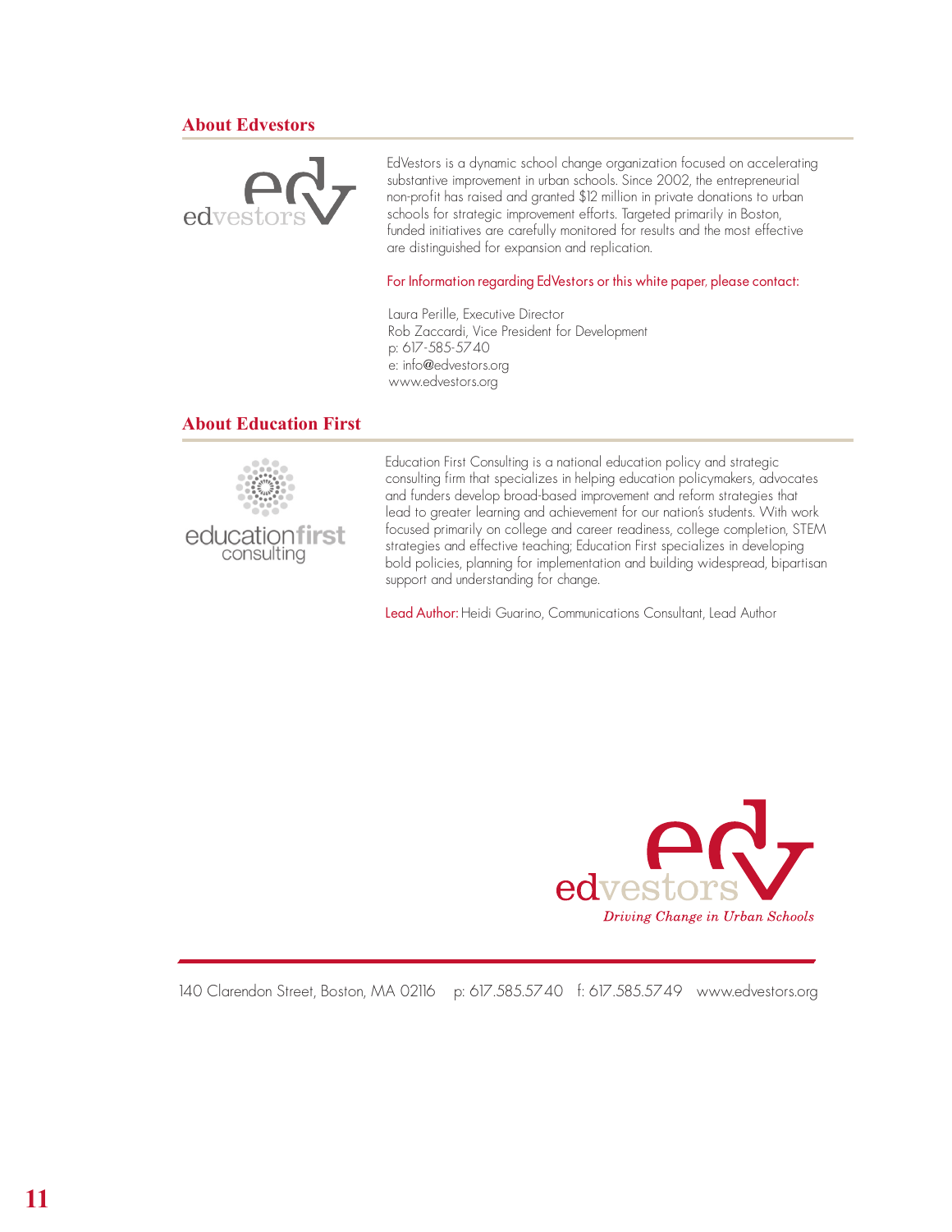## About Edvestors

EdVestors is a dynamic school change organization focused on accelerating substantive improvement in urban schools. Since 2002, the entrepreneurial non-profit has raised and granted $12 million in private donations to urban schools for strategic improvement efforts. Targeted primarily in Boston, funded initiatives are carefully monitored for results and the most effective are distinguished for expansion and replication.

For Information regarding EdVestors or this white paper, please contact:

Laura Perille, Executive Director
Rob Zaccardi, Vice President for Development
p: 617-585-5740
e: info@edvestors.org
www.edvestors.org

## About Education First

Education First Consulting is a national education policy and strategic consulting firm that specializes in helping education policymakers, advocates and funders develop broad-based improvement and reform strategies that lead to greater learning and achievement for our nation's students. With work focused primarily on college and career readiness, college completion, STEM strategies and effective teaching; Education First specializes in developing bold policies, planning for implementation and building widespread, bipartisan support and understanding for change.

Lead Author: Heidi Guarino, Communications Consultant, Lead Author

edvestors
*Driving Change in Urban Schools*

140 Clarendon Street, Boston, MA 02116 p: 617.585.5740 f: 617.585.5749 www.edvestors.org